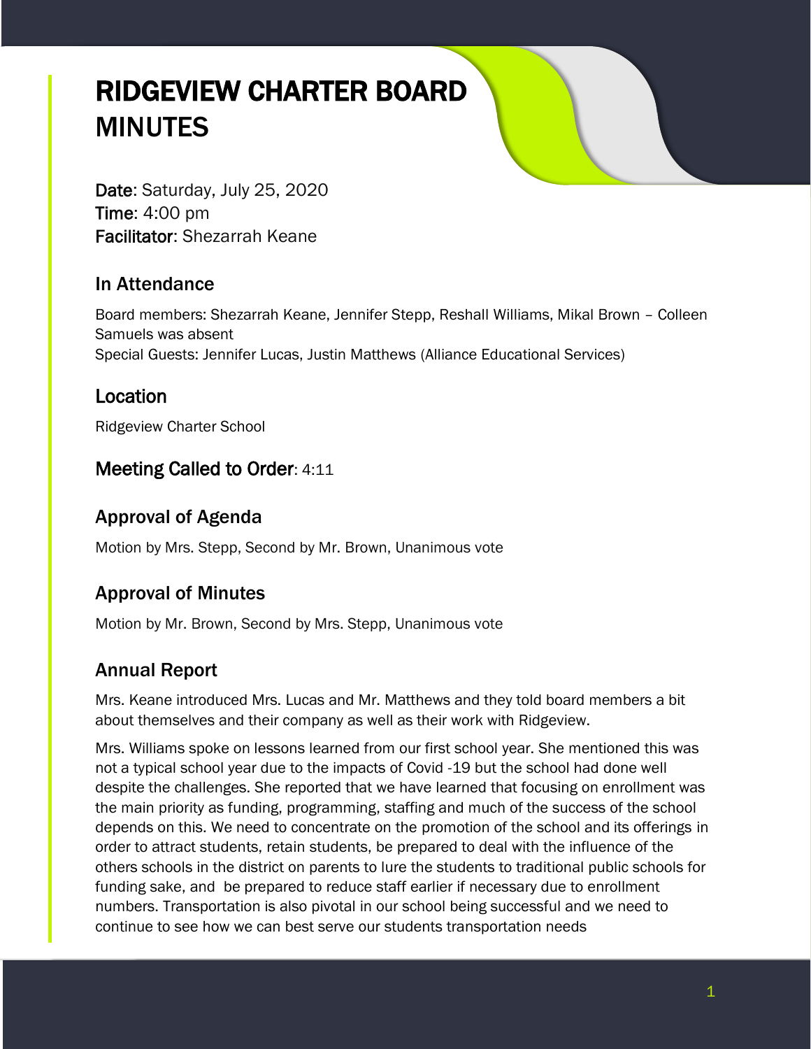# RIDGEVIEW CHARTER BOARD MINUTES

**Date**: Saturday, July 25, 2020
**Time**: 4:00 pm
**Facilitator**: Shezarrah Keane

## In Attendance

Board members: Shezarrah Keane, Jennifer Stepp, Reshall Williams, Mikal Brown – Colleen Samuels was absent
Special Guests: Jennifer Lucas, Justin Matthews (Alliance Educational Services)

## Location

Ridgeview Charter School

## Meeting Called to Order: 4:11

## Approval of Agenda

Motion by Mrs. Stepp, Second by Mr. Brown, Unanimous vote

## Approval of Minutes

Motion by Mr. Brown, Second by Mrs. Stepp, Unanimous vote

## Annual Report

Mrs. Keane introduced Mrs. Lucas and Mr. Matthews and they told board members a bit about themselves and their company as well as their work with Ridgeview.

Mrs. Williams spoke on lessons learned from our first school year. She mentioned this was not a typical school year due to the impacts of Covid -19 but the school had done well despite the challenges. She reported that we have learned that focusing on enrollment was the main priority as funding, programming, staffing and much of the success of the school depends on this. We need to concentrate on the promotion of the school and its offerings in order to attract students, retain students, be prepared to deal with the influence of the others schools in the district on parents to lure the students to traditional public schools for funding sake, and be prepared to reduce staff earlier if necessary due to enrollment numbers. Transportation is also pivotal in our school being successful and we need to continue to see how we can best serve our students transportation needs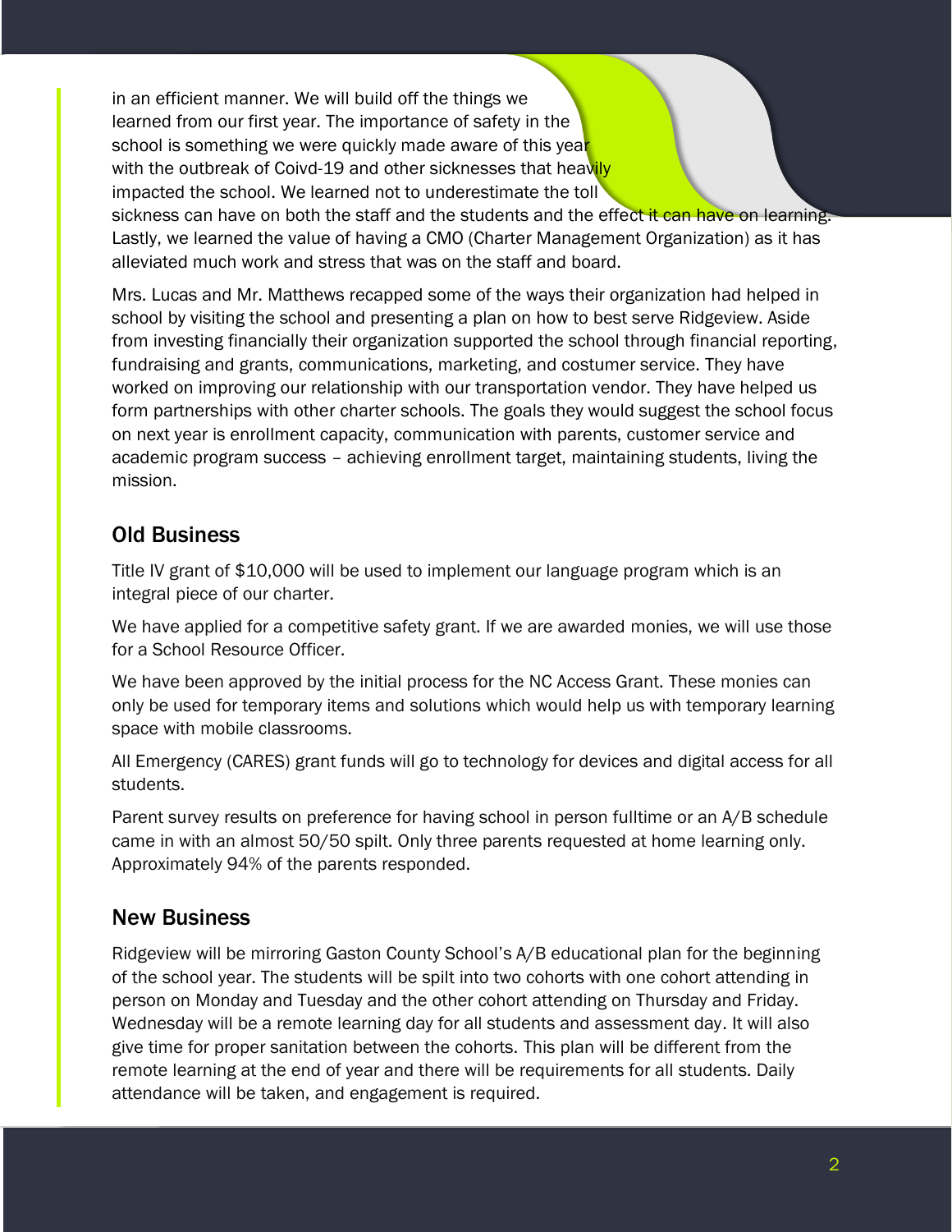in an efficient manner. We will build off the things we learned from our first year. The importance of safety in the school is something we were quickly made aware of this year with the outbreak of Coivd-19 and other sicknesses that heavily impacted the school. We learned not to underestimate the toll sickness can have on both the staff and the students and the effect it can have on learning. Lastly, we learned the value of having a CMO (Charter Management Organization) as it has alleviated much work and stress that was on the staff and board.

Mrs. Lucas and Mr. Matthews recapped some of the ways their organization had helped in school by visiting the school and presenting a plan on how to best serve Ridgeview. Aside from investing financially their organization supported the school through financial reporting, fundraising and grants, communications, marketing, and costumer service. They have worked on improving our relationship with our transportation vendor. They have helped us form partnerships with other charter schools. The goals they would suggest the school focus on next year is enrollment capacity, communication with parents, customer service and academic program success – achieving enrollment target, maintaining students, living the mission.

## Old Business

Title IV grant of $10,000 will be used to implement our language program which is an integral piece of our charter.

We have applied for a competitive safety grant. If we are awarded monies, we will use those for a School Resource Officer.

We have been approved by the initial process for the NC Access Grant. These monies can only be used for temporary items and solutions which would help us with temporary learning space with mobile classrooms.

All Emergency (CARES) grant funds will go to technology for devices and digital access for all students.

Parent survey results on preference for having school in person fulltime or an A/B schedule came in with an almost 50/50 spilt. Only three parents requested at home learning only. Approximately 94% of the parents responded.

## New Business

Ridgeview will be mirroring Gaston County School's A/B educational plan for the beginning of the school year. The students will be spilt into two cohorts with one cohort attending in person on Monday and Tuesday and the other cohort attending on Thursday and Friday. Wednesday will be a remote learning day for all students and assessment day. It will also give time for proper sanitation between the cohorts. This plan will be different from the remote learning at the end of year and there will be requirements for all students. Daily attendance will be taken, and engagement is required.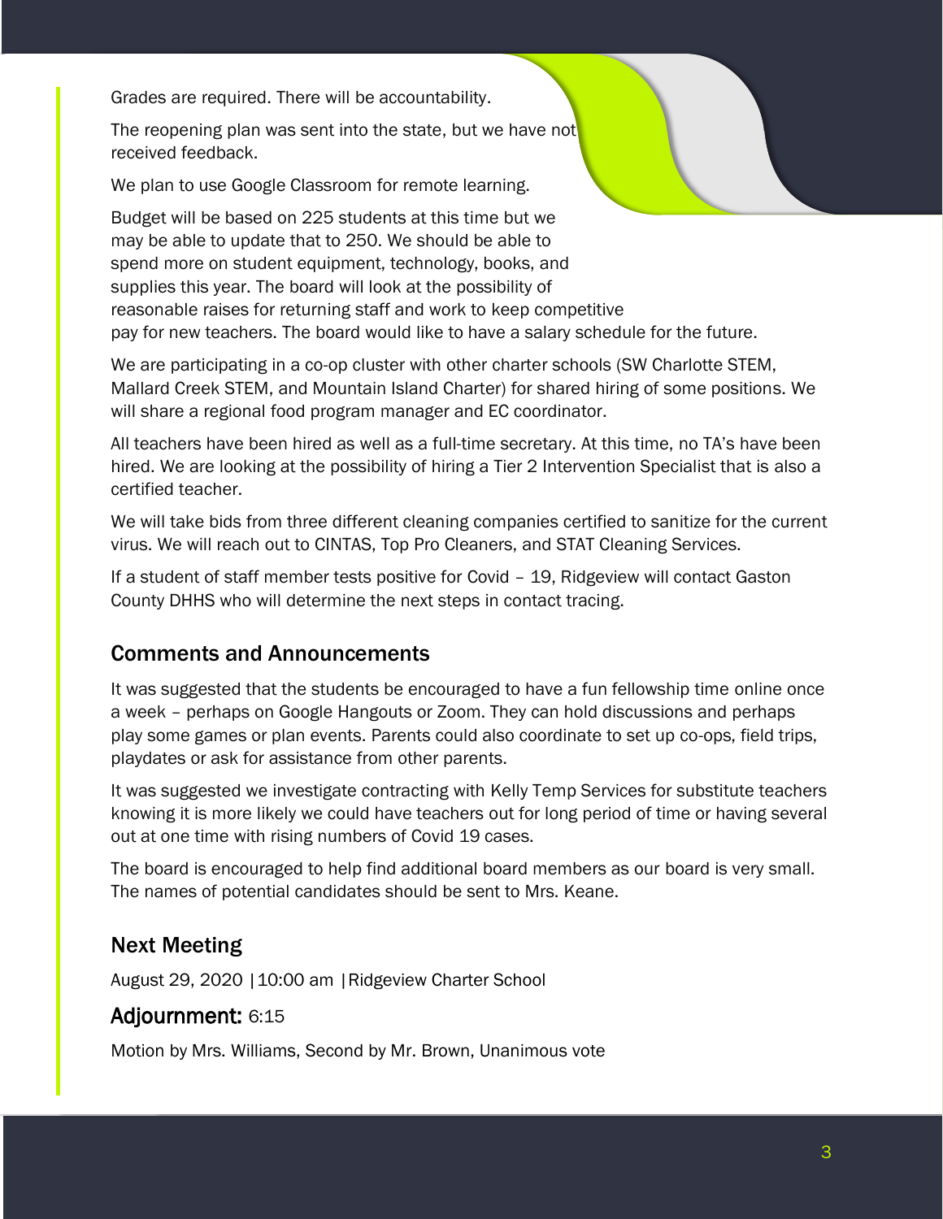Grades are required. There will be accountability.

The reopening plan was sent into the state, but we have not received feedback.

We plan to use Google Classroom for remote learning.

Budget will be based on 225 students at this time but we may be able to update that to 250. We should be able to spend more on student equipment, technology, books, and supplies this year. The board will look at the possibility of reasonable raises for returning staff and work to keep competitive pay for new teachers. The board would like to have a salary schedule for the future.

We are participating in a co-op cluster with other charter schools (SW Charlotte STEM, Mallard Creek STEM, and Mountain Island Charter) for shared hiring of some positions. We will share a regional food program manager and EC coordinator.

All teachers have been hired as well as a full-time secretary. At this time, no TA's have been hired. We are looking at the possibility of hiring a Tier 2 Intervention Specialist that is also a certified teacher.

We will take bids from three different cleaning companies certified to sanitize for the current virus. We will reach out to CINTAS, Top Pro Cleaners, and STAT Cleaning Services.

If a student of staff member tests positive for Covid – 19, Ridgeview will contact Gaston County DHHS who will determine the next steps in contact tracing.

## Comments and Announcements

It was suggested that the students be encouraged to have a fun fellowship time online once a week – perhaps on Google Hangouts or Zoom. They can hold discussions and perhaps play some games or plan events. Parents could also coordinate to set up co-ops, field trips, playdates or ask for assistance from other parents.

It was suggested we investigate contracting with Kelly Temp Services for substitute teachers knowing it is more likely we could have teachers out for long period of time or having several out at one time with rising numbers of Covid 19 cases.

The board is encouraged to help find additional board members as our board is very small. The names of potential candidates should be sent to Mrs. Keane.

## Next Meeting

August 29, 2020 | 10:00 am | Ridgeview Charter School

## Adjournment: 6:15

Motion by Mrs. Williams, Second by Mr. Brown, Unanimous vote